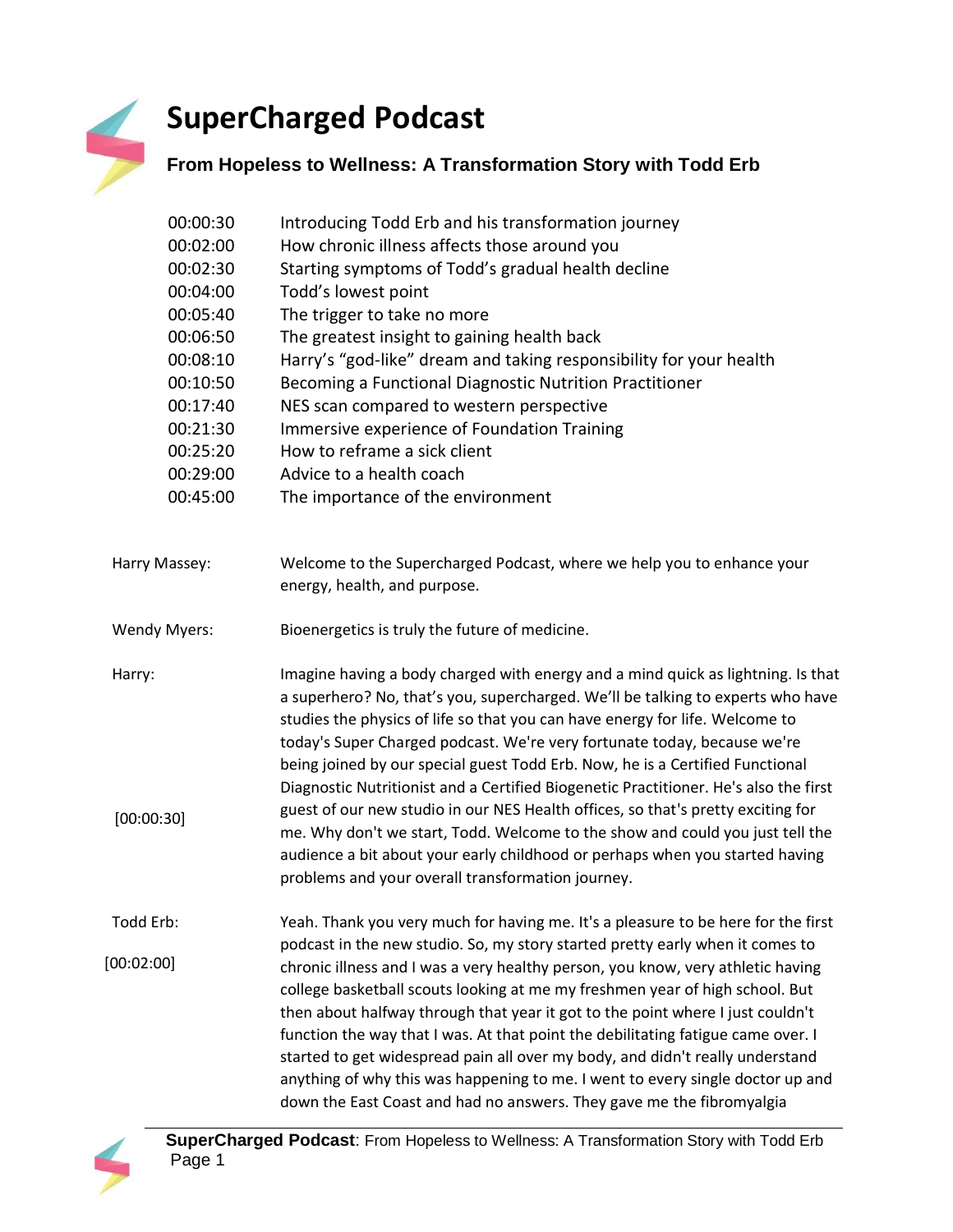# SuperCharged Podcast

## From Hopeless to Wellness: A Transformation Story with Todd Erb

| | |
|---|---|
| 00:00:30 | Introducing Todd Erb and his transformation journey |
| 00:02:00 | How chronic illness affects those around you |
| 00:02:30 | Starting symptoms of Todd's gradual health decline |
| 00:04:00 | Todd's lowest point |
| 00:05:40 | The trigger to take no more |
| 00:06:50 | The greatest insight to gaining health back |
| 00:08:10 | Harry's "god-like" dream and taking responsibility for your health |
| 00:10:50 | Becoming a Functional Diagnostic Nutrition Practitioner |
| 00:17:40 | NES scan compared to western perspective |
| 00:21:30 | Immersive experience of Foundation Training |
| 00:25:20 | How to reframe a sick client |
| 00:29:00 | Advice to a health coach |
| 00:45:00 | The importance of the environment |

Harry Massey: Welcome to the Supercharged Podcast, where we help you to enhance your energy, health, and purpose.

Wendy Myers: Bioenergetics is truly the future of medicine.

Harry: Imagine having a body charged with energy and a mind quick as lightning. Is that a superhero? No, that's you, supercharged. We'll be talking to experts who have studies the physics of life so that you can have energy for life. Welcome to today's Super Charged podcast. We're very fortunate today, because we're being joined by our special guest Todd Erb. Now, he is a Certified Functional Diagnostic Nutritionist and a Certified Biogenetic Practitioner. He's also the first guest of our new studio in our NES Health offices, so that's pretty exciting for me. Why don't we start, Todd. Welcome to the show and could you just tell the audience a bit about your early childhood or perhaps when you started having problems and your overall transformation journey.

[00:00:30]

Todd Erb: Yeah. Thank you very much for having me. It's a pleasure to be here for the first podcast in the new studio. So, my story started pretty early when it comes to chronic illness and I was a very healthy person, you know, very athletic having college basketball scouts looking at me my freshmen year of high school. But then about halfway through that year it got to the point where I just couldn't function the way that I was. At that point the debilitating fatigue came over. I started to get widespread pain all over my body, and didn't really understand anything of why this was happening to me. I went to every single doctor up and down the East Coast and had no answers. They gave me the fibromyalgia

[00:02:00]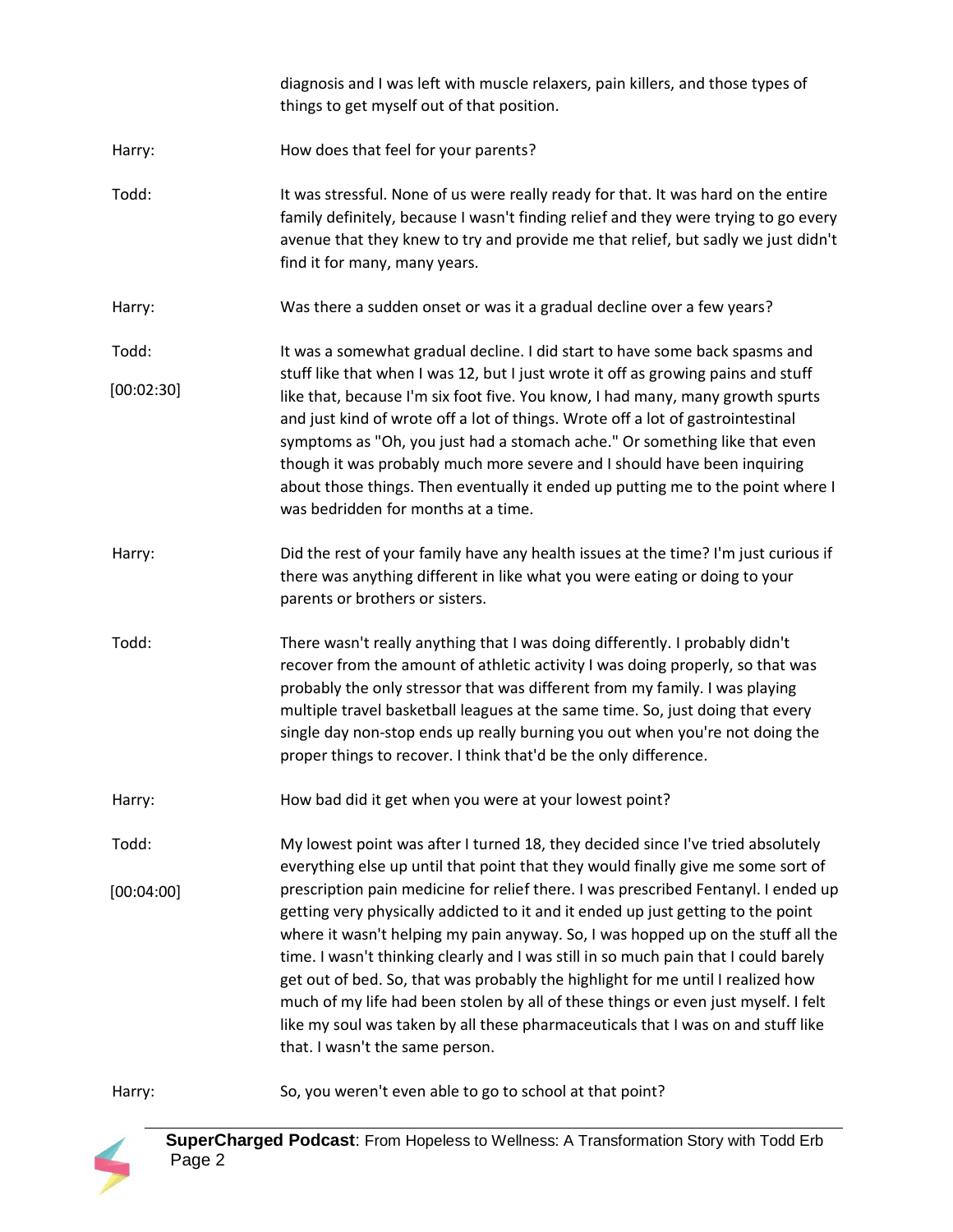diagnosis and I was left with muscle relaxers, pain killers, and those types of things to get myself out of that position.

**Harry:** How does that feel for your parents?

**Todd:** It was stressful. None of us were really ready for that. It was hard on the entire family definitely, because I wasn't finding relief and they were trying to go every avenue that they knew to try and provide me that relief, but sadly we just didn't find it for many, many years.

**Harry:** Was there a sudden onset or was it a gradual decline over a few years?

**Todd:** [00:02:30] It was a somewhat gradual decline. I did start to have some back spasms and stuff like that when I was 12, but I just wrote it off as growing pains and stuff like that, because I'm six foot five. You know, I had many, many growth spurts and just kind of wrote off a lot of things. Wrote off a lot of gastrointestinal symptoms as "Oh, you just had a stomach ache." Or something like that even though it was probably much more severe and I should have been inquiring about those things. Then eventually it ended up putting me to the point where I was bedridden for months at a time.

**Harry:** Did the rest of your family have any health issues at the time? I'm just curious if there was anything different in like what you were eating or doing to your parents or brothers or sisters.

**Todd:** There wasn't really anything that I was doing differently. I probably didn't recover from the amount of athletic activity I was doing properly, so that was probably the only stressor that was different from my family. I was playing multiple travel basketball leagues at the same time. So, just doing that every single day non-stop ends up really burning you out when you're not doing the proper things to recover. I think that'd be the only difference.

**Harry:** How bad did it get when you were at your lowest point?

**Todd:** [00:04:00] My lowest point was after I turned 18, they decided since I've tried absolutely everything else up until that point that they would finally give me some sort of prescription pain medicine for relief there. I was prescribed Fentanyl. I ended up getting very physically addicted to it and it ended up just getting to the point where it wasn't helping my pain anyway. So, I was hopped up on the stuff all the time. I wasn't thinking clearly and I was still in so much pain that I could barely get out of bed. So, that was probably the highlight for me until I realized how much of my life had been stolen by all of these things or even just myself. I felt like my soul was taken by all these pharmaceuticals that I was on and stuff like that. I wasn't the same person.

**Harry:** So, you weren't even able to go to school at that point?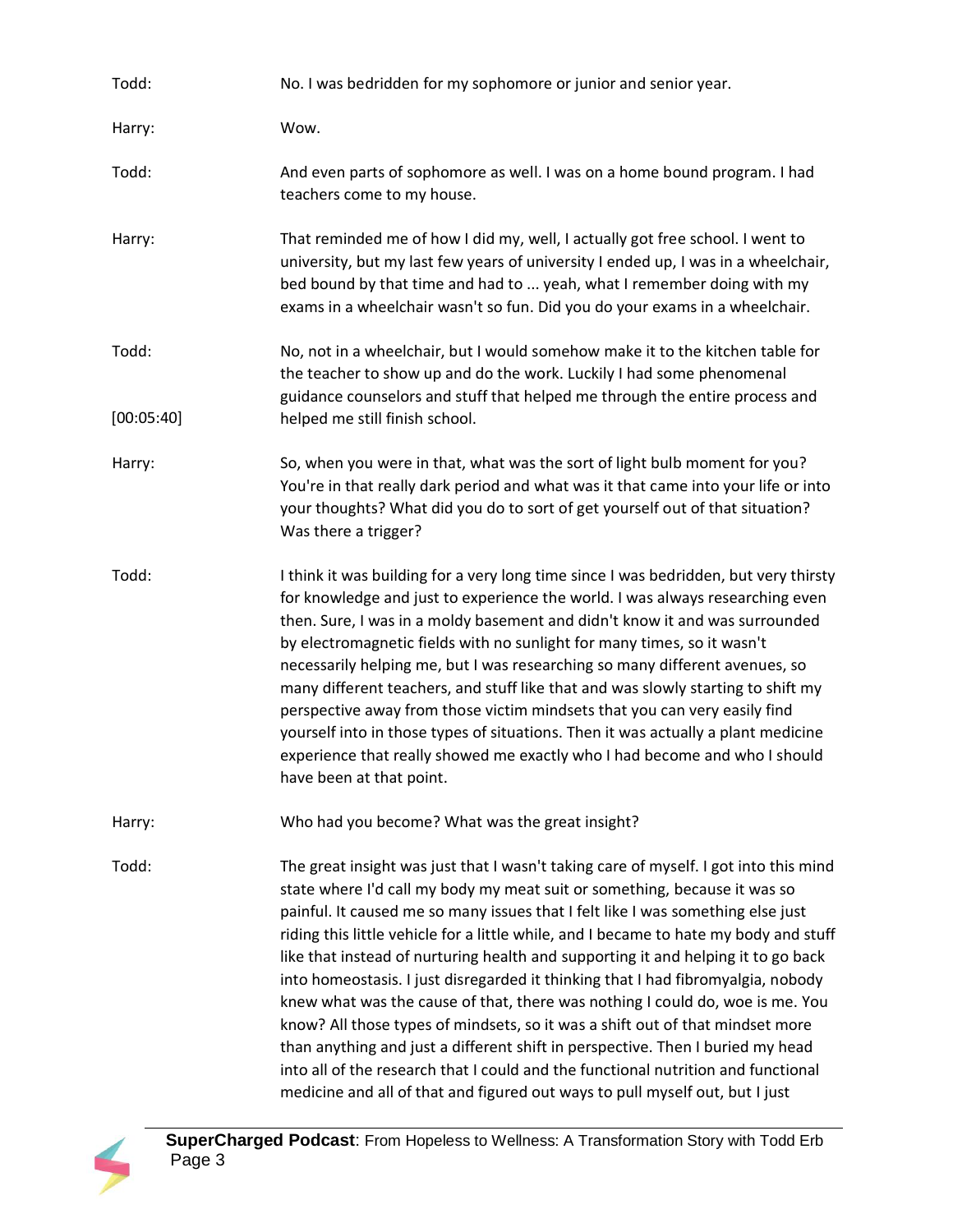Todd: No. I was bedridden for my sophomore or junior and senior year.

Harry: Wow.

Todd: And even parts of sophomore as well. I was on a home bound program. I had teachers come to my house.

Harry: That reminded me of how I did my, well, I actually got free school. I went to university, but my last few years of university I ended up, I was in a wheelchair, bed bound by that time and had to ... yeah, what I remember doing with my exams in a wheelchair wasn't so fun. Did you do your exams in a wheelchair.

Todd: No, not in a wheelchair, but I would somehow make it to the kitchen table for the teacher to show up and do the work. Luckily I had some phenomenal guidance counselors and stuff that helped me through the entire process and helped me still finish school.

[00:05:40]

Harry: So, when you were in that, what was the sort of light bulb moment for you? You're in that really dark period and what was it that came into your life or into your thoughts? What did you do to sort of get yourself out of that situation? Was there a trigger?

Todd: I think it was building for a very long time since I was bedridden, but very thirsty for knowledge and just to experience the world. I was always researching even then. Sure, I was in a moldy basement and didn't know it and was surrounded by electromagnetic fields with no sunlight for many times, so it wasn't necessarily helping me, but I was researching so many different avenues, so many different teachers, and stuff like that and was slowly starting to shift my perspective away from those victim mindsets that you can very easily find yourself into in those types of situations. Then it was actually a plant medicine experience that really showed me exactly who I had become and who I should have been at that point.

Harry: Who had you become? What was the great insight?

Todd: The great insight was just that I wasn't taking care of myself. I got into this mind state where I'd call my body my meat suit or something, because it was so painful. It caused me so many issues that I felt like I was something else just riding this little vehicle for a little while, and I became to hate my body and stuff like that instead of nurturing health and supporting it and helping it to go back into homeostasis. I just disregarded it thinking that I had fibromyalgia, nobody knew what was the cause of that, there was nothing I could do, woe is me. You know? All those types of mindsets, so it was a shift out of that mindset more than anything and just a different shift in perspective. Then I buried my head into all of the research that I could and the functional nutrition and functional medicine and all of that and figured out ways to pull myself out, but I just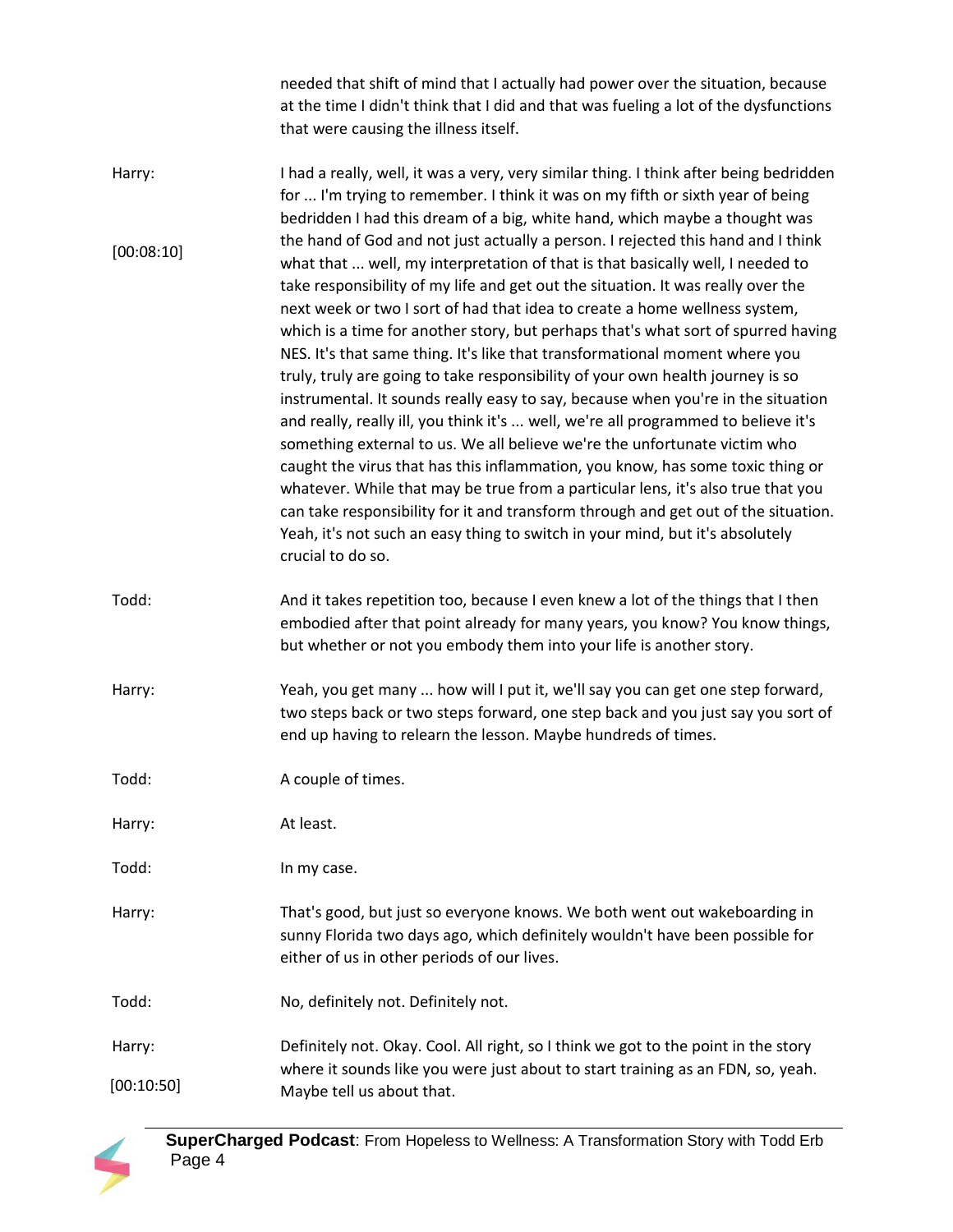needed that shift of mind that I actually had power over the situation, because at the time I didn't think that I did and that was fueling a lot of the dysfunctions that were causing the illness itself.

Harry: [00:08:10] I had a really, well, it was a very, very similar thing. I think after being bedridden for ... I'm trying to remember. I think it was on my fifth or sixth year of being bedridden I had this dream of a big, white hand, which maybe a thought was the hand of God and not just actually a person. I rejected this hand and I think what that ... well, my interpretation of that is that basically well, I needed to take responsibility of my life and get out the situation. It was really over the next week or two I sort of had that idea to create a home wellness system, which is a time for another story, but perhaps that's what sort of spurred having NES. It's that same thing. It's like that transformational moment where you truly, truly are going to take responsibility of your own health journey is so instrumental. It sounds really easy to say, because when you're in the situation and really, really ill, you think it's ... well, we're all programmed to believe it's something external to us. We all believe we're the unfortunate victim who caught the virus that has this inflammation, you know, has some toxic thing or whatever. While that may be true from a particular lens, it's also true that you can take responsibility for it and transform through and get out of the situation. Yeah, it's not such an easy thing to switch in your mind, but it's absolutely crucial to do so.

Todd: And it takes repetition too, because I even knew a lot of the things that I then embodied after that point already for many years, you know? You know things, but whether or not you embody them into your life is another story.

Harry: Yeah, you get many ... how will I put it, we'll say you can get one step forward, two steps back or two steps forward, one step back and you just say you sort of end up having to relearn the lesson. Maybe hundreds of times.

Todd: A couple of times.

Harry: At least.

Todd: In my case.

Harry: That's good, but just so everyone knows. We both went out wakeboarding in sunny Florida two days ago, which definitely wouldn't have been possible for either of us in other periods of our lives.

Todd: No, definitely not. Definitely not.

Harry: [00:10:50] Definitely not. Okay. Cool. All right, so I think we got to the point in the story where it sounds like you were just about to start training as an FDN, so, yeah. Maybe tell us about that.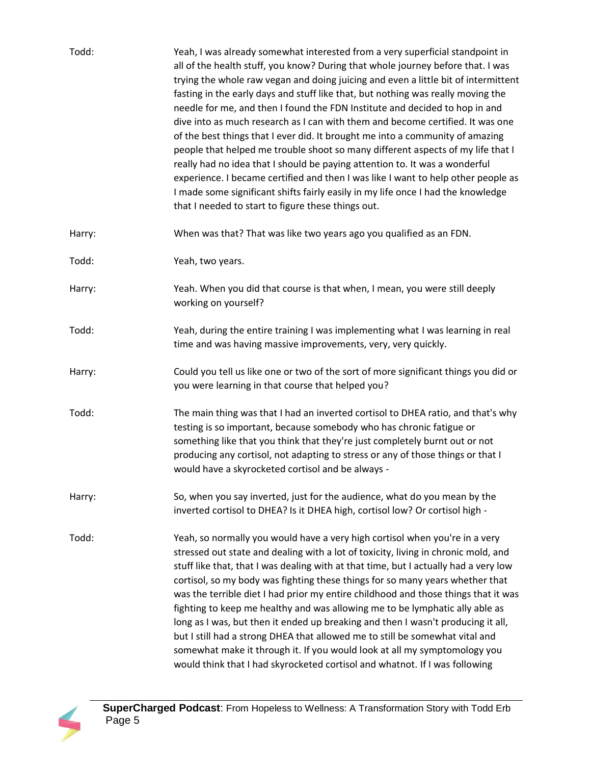Todd: Yeah, I was already somewhat interested from a very superficial standpoint in all of the health stuff, you know? During that whole journey before that. I was trying the whole raw vegan and doing juicing and even a little bit of intermittent fasting in the early days and stuff like that, but nothing was really moving the needle for me, and then I found the FDN Institute and decided to hop in and dive into as much research as I can with them and become certified. It was one of the best things that I ever did. It brought me into a community of amazing people that helped me trouble shoot so many different aspects of my life that I really had no idea that I should be paying attention to. It was a wonderful experience. I became certified and then I was like I want to help other people as I made some significant shifts fairly easily in my life once I had the knowledge that I needed to start to figure these things out.

Harry: When was that? That was like two years ago you qualified as an FDN.

Todd: Yeah, two years.

Harry: Yeah. When you did that course is that when, I mean, you were still deeply working on yourself?

Todd: Yeah, during the entire training I was implementing what I was learning in real time and was having massive improvements, very, very quickly.

Harry: Could you tell us like one or two of the sort of more significant things you did or you were learning in that course that helped you?

Todd: The main thing was that I had an inverted cortisol to DHEA ratio, and that's why testing is so important, because somebody who has chronic fatigue or something like that you think that they're just completely burnt out or not producing any cortisol, not adapting to stress or any of those things or that I would have a skyrocketed cortisol and be always -

Harry: So, when you say inverted, just for the audience, what do you mean by the inverted cortisol to DHEA? Is it DHEA high, cortisol low? Or cortisol high -

Todd: Yeah, so normally you would have a very high cortisol when you're in a very stressed out state and dealing with a lot of toxicity, living in chronic mold, and stuff like that, that I was dealing with at that time, but I actually had a very low cortisol, so my body was fighting these things for so many years whether that was the terrible diet I had prior my entire childhood and those things that it was fighting to keep me healthy and was allowing me to be lymphatic ally able as long as I was, but then it ended up breaking and then I wasn't producing it all, but I still had a strong DHEA that allowed me to still be somewhat vital and somewhat make it through it. If you would look at all my symptomology you would think that I had skyrocketed cortisol and whatnot. If I was following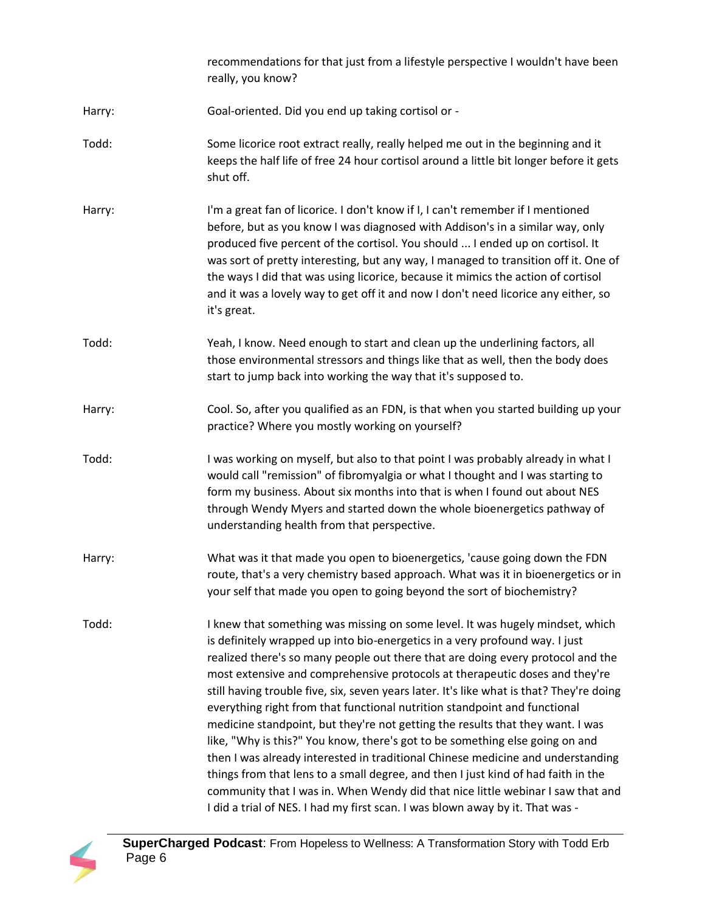recommendations for that just from a lifestyle perspective I wouldn't have been really, you know?

**Harry:** Goal-oriented. Did you end up taking cortisol or -

**Todd:** Some licorice root extract really, really helped me out in the beginning and it keeps the half life of free 24 hour cortisol around a little bit longer before it gets shut off.

**Harry:** I'm a great fan of licorice. I don't know if I, I can't remember if I mentioned before, but as you know I was diagnosed with Addison's in a similar way, only produced five percent of the cortisol. You should ... I ended up on cortisol. It was sort of pretty interesting, but any way, I managed to transition off it. One of the ways I did that was using licorice, because it mimics the action of cortisol and it was a lovely way to get off it and now I don't need licorice any either, so it's great.

**Todd:** Yeah, I know. Need enough to start and clean up the underlining factors, all those environmental stressors and things like that as well, then the body does start to jump back into working the way that it's supposed to.

**Harry:** Cool. So, after you qualified as an FDN, is that when you started building up your practice? Where you mostly working on yourself?

**Todd:** I was working on myself, but also to that point I was probably already in what I would call "remission" of fibromyalgia or what I thought and I was starting to form my business. About six months into that is when I found out about NES through Wendy Myers and started down the whole bioenergetics pathway of understanding health from that perspective.

**Harry:** What was it that made you open to bioenergetics, 'cause going down the FDN route, that's a very chemistry based approach. What was it in bioenergetics or in your self that made you open to going beyond the sort of biochemistry?

**Todd:** I knew that something was missing on some level. It was hugely mindset, which is definitely wrapped up into bio-energetics in a very profound way. I just realized there's so many people out there that are doing every protocol and the most extensive and comprehensive protocols at therapeutic doses and they're still having trouble five, six, seven years later. It's like what is that? They're doing everything right from that functional nutrition standpoint and functional medicine standpoint, but they're not getting the results that they want. I was like, "Why is this?" You know, there's got to be something else going on and then I was already interested in traditional Chinese medicine and understanding things from that lens to a small degree, and then I just kind of had faith in the community that I was in. When Wendy did that nice little webinar I saw that and I did a trial of NES. I had my first scan. I was blown away by it. That was -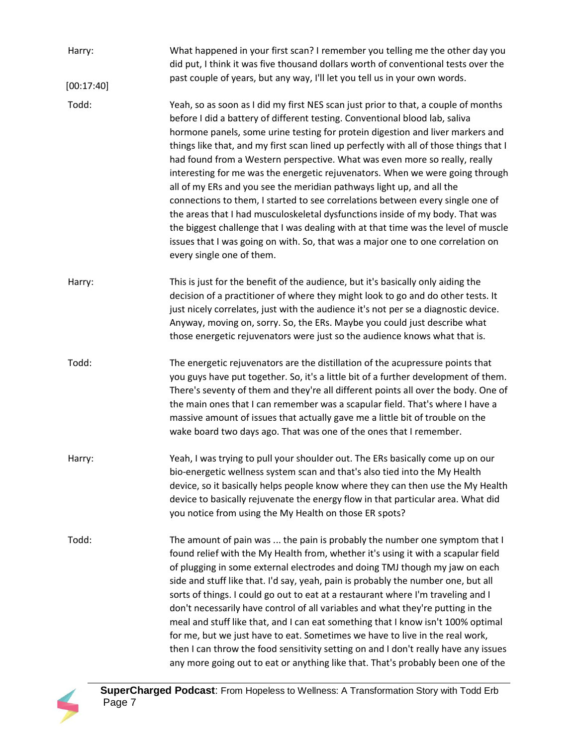**Harry:** What happened in your first scan? I remember you telling me the other day you did put, I think it was five thousand dollars worth of conventional tests over the past couple of years, but any way, I'll let you tell us in your own words.

[00:17:40]

**Todd:** Yeah, so as soon as I did my first NES scan just prior to that, a couple of months before I did a battery of different testing. Conventional blood lab, saliva hormone panels, some urine testing for protein digestion and liver markers and things like that, and my first scan lined up perfectly with all of those things that I had found from a Western perspective. What was even more so really, really interesting for me was the energetic rejuvenators. When we were going through all of my ERs and you see the meridian pathways light up, and all the connections to them, I started to see correlations between every single one of the areas that I had musculoskeletal dysfunctions inside of my body. That was the biggest challenge that I was dealing with at that time was the level of muscle issues that I was going on with. So, that was a major one to one correlation on every single one of them.

**Harry:** This is just for the benefit of the audience, but it's basically only aiding the decision of a practitioner of where they might look to go and do other tests. It just nicely correlates, just with the audience it's not per se a diagnostic device. Anyway, moving on, sorry. So, the ERs. Maybe you could just describe what those energetic rejuvenators were just so the audience knows what that is.

**Todd:** The energetic rejuvenators are the distillation of the acupressure points that you guys have put together. So, it's a little bit of a further development of them. There's seventy of them and they're all different points all over the body. One of the main ones that I can remember was a scapular field. That's where I have a massive amount of issues that actually gave me a little bit of trouble on the wake board two days ago. That was one of the ones that I remember.

**Harry:** Yeah, I was trying to pull your shoulder out. The ERs basically come up on our bio-energetic wellness system scan and that's also tied into the My Health device, so it basically helps people know where they can then use the My Health device to basically rejuvenate the energy flow in that particular area. What did you notice from using the My Health on those ER spots?

**Todd:** The amount of pain was ... the pain is probably the number one symptom that I found relief with the My Health from, whether it's using it with a scapular field of plugging in some external electrodes and doing TMJ though my jaw on each side and stuff like that. I'd say, yeah, pain is probably the number one, but all sorts of things. I could go out to eat at a restaurant where I'm traveling and I don't necessarily have control of all variables and what they're putting in the meal and stuff like that, and I can eat something that I know isn't 100% optimal for me, but we just have to eat. Sometimes we have to live in the real work, then I can throw the food sensitivity setting on and I don't really have any issues any more going out to eat or anything like that. That's probably been one of the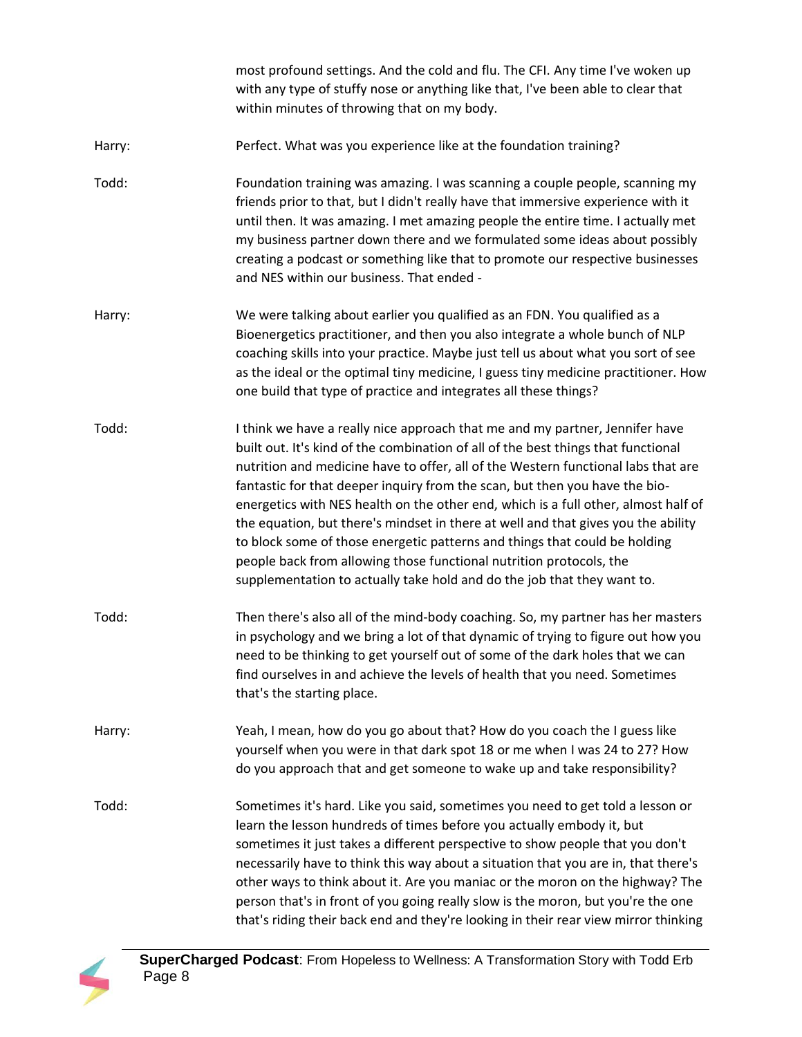most profound settings. And the cold and flu. The CFI. Any time I've woken up with any type of stuffy nose or anything like that, I've been able to clear that within minutes of throwing that on my body.

**Harry:** Perfect. What was you experience like at the foundation training?

**Todd:** Foundation training was amazing. I was scanning a couple people, scanning my friends prior to that, but I didn't really have that immersive experience with it until then. It was amazing. I met amazing people the entire time. I actually met my business partner down there and we formulated some ideas about possibly creating a podcast or something like that to promote our respective businesses and NES within our business. That ended -

**Harry:** We were talking about earlier you qualified as an FDN. You qualified as a Bioenergetics practitioner, and then you also integrate a whole bunch of NLP coaching skills into your practice. Maybe just tell us about what you sort of see as the ideal or the optimal tiny medicine, I guess tiny medicine practitioner. How one build that type of practice and integrates all these things?

**Todd:** I think we have a really nice approach that me and my partner, Jennifer have built out. It's kind of the combination of all of the best things that functional nutrition and medicine have to offer, all of the Western functional labs that are fantastic for that deeper inquiry from the scan, but then you have the bio-energetics with NES health on the other end, which is a full other, almost half of the equation, but there's mindset in there at well and that gives you the ability to block some of those energetic patterns and things that could be holding people back from allowing those functional nutrition protocols, the supplementation to actually take hold and do the job that they want to.

**Todd:** Then there's also all of the mind-body coaching. So, my partner has her masters in psychology and we bring a lot of that dynamic of trying to figure out how you need to be thinking to get yourself out of some of the dark holes that we can find ourselves in and achieve the levels of health that you need. Sometimes that's the starting place.

**Harry:** Yeah, I mean, how do you go about that? How do you coach the I guess like yourself when you were in that dark spot 18 or me when I was 24 to 27? How do you approach that and get someone to wake up and take responsibility?

**Todd:** Sometimes it's hard. Like you said, sometimes you need to get told a lesson or learn the lesson hundreds of times before you actually embody it, but sometimes it just takes a different perspective to show people that you don't necessarily have to think this way about a situation that you are in, that there's other ways to think about it. Are you maniac or the moron on the highway? The person that's in front of you going really slow is the moron, but you're the one that's riding their back end and they're looking in their rear view mirror thinking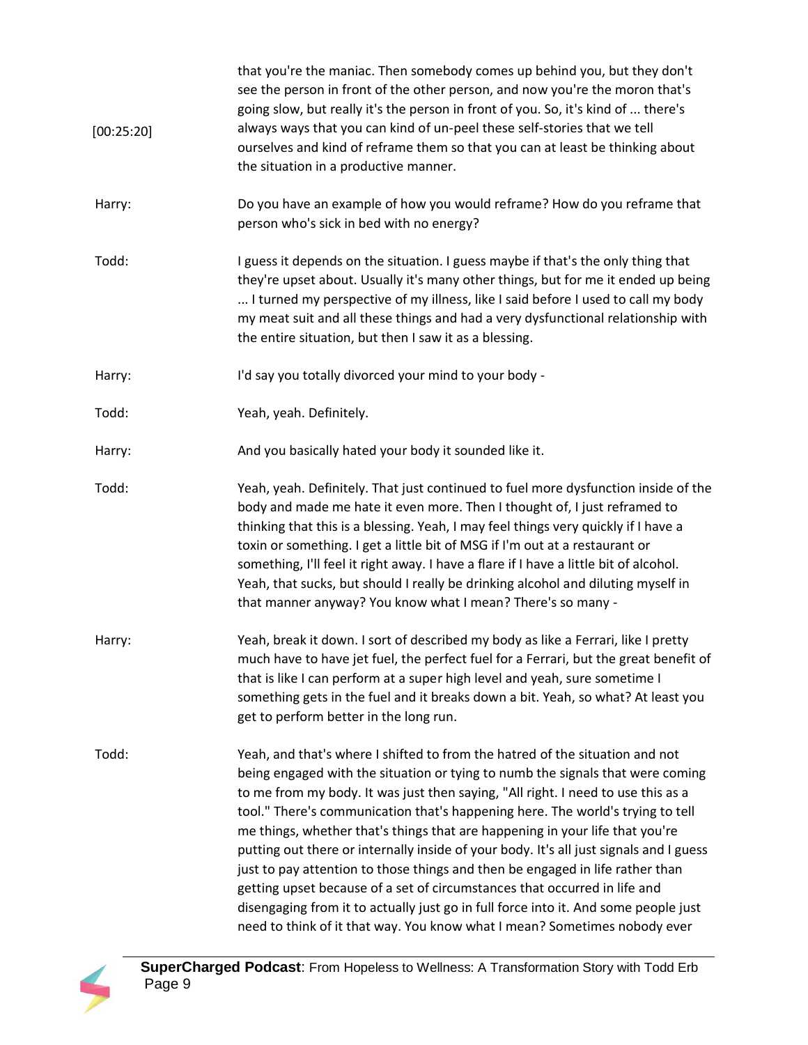[00:25:20] that you're the maniac. Then somebody comes up behind you, but they don't see the person in front of the other person, and now you're the moron that's going slow, but really it's the person in front of you. So, it's kind of ... there's always ways that you can kind of un-peel these self-stories that we tell ourselves and kind of reframe them so that you can at least be thinking about the situation in a productive manner.

**Harry:** Do you have an example of how you would reframe? How do you reframe that person who's sick in bed with no energy?

**Todd:** I guess it depends on the situation. I guess maybe if that's the only thing that they're upset about. Usually it's many other things, but for me it ended up being ... I turned my perspective of my illness, like I said before I used to call my body my meat suit and all these things and had a very dysfunctional relationship with the entire situation, but then I saw it as a blessing.

**Harry:** I'd say you totally divorced your mind to your body -

**Todd:** Yeah, yeah. Definitely.

**Harry:** And you basically hated your body it sounded like it.

**Todd:** Yeah, yeah. Definitely. That just continued to fuel more dysfunction inside of the body and made me hate it even more. Then I thought of, I just reframed to thinking that this is a blessing. Yeah, I may feel things very quickly if I have a toxin or something. I get a little bit of MSG if I'm out at a restaurant or something, I'll feel it right away. I have a flare if I have a little bit of alcohol. Yeah, that sucks, but should I really be drinking alcohol and diluting myself in that manner anyway? You know what I mean? There's so many -

**Harry:** Yeah, break it down. I sort of described my body as like a Ferrari, like I pretty much have to have jet fuel, the perfect fuel for a Ferrari, but the great benefit of that is like I can perform at a super high level and yeah, sure sometime I something gets in the fuel and it breaks down a bit. Yeah, so what? At least you get to perform better in the long run.

**Todd:** Yeah, and that's where I shifted to from the hatred of the situation and not being engaged with the situation or tying to numb the signals that were coming to me from my body. It was just then saying, "All right. I need to use this as a tool." There's communication that's happening here. The world's trying to tell me things, whether that's things that are happening in your life that you're putting out there or internally inside of your body. It's all just signals and I guess just to pay attention to those things and then be engaged in life rather than getting upset because of a set of circumstances that occurred in life and disengaging from it to actually just go in full force into it. And some people just need to think of it that way. You know what I mean? Sometimes nobody ever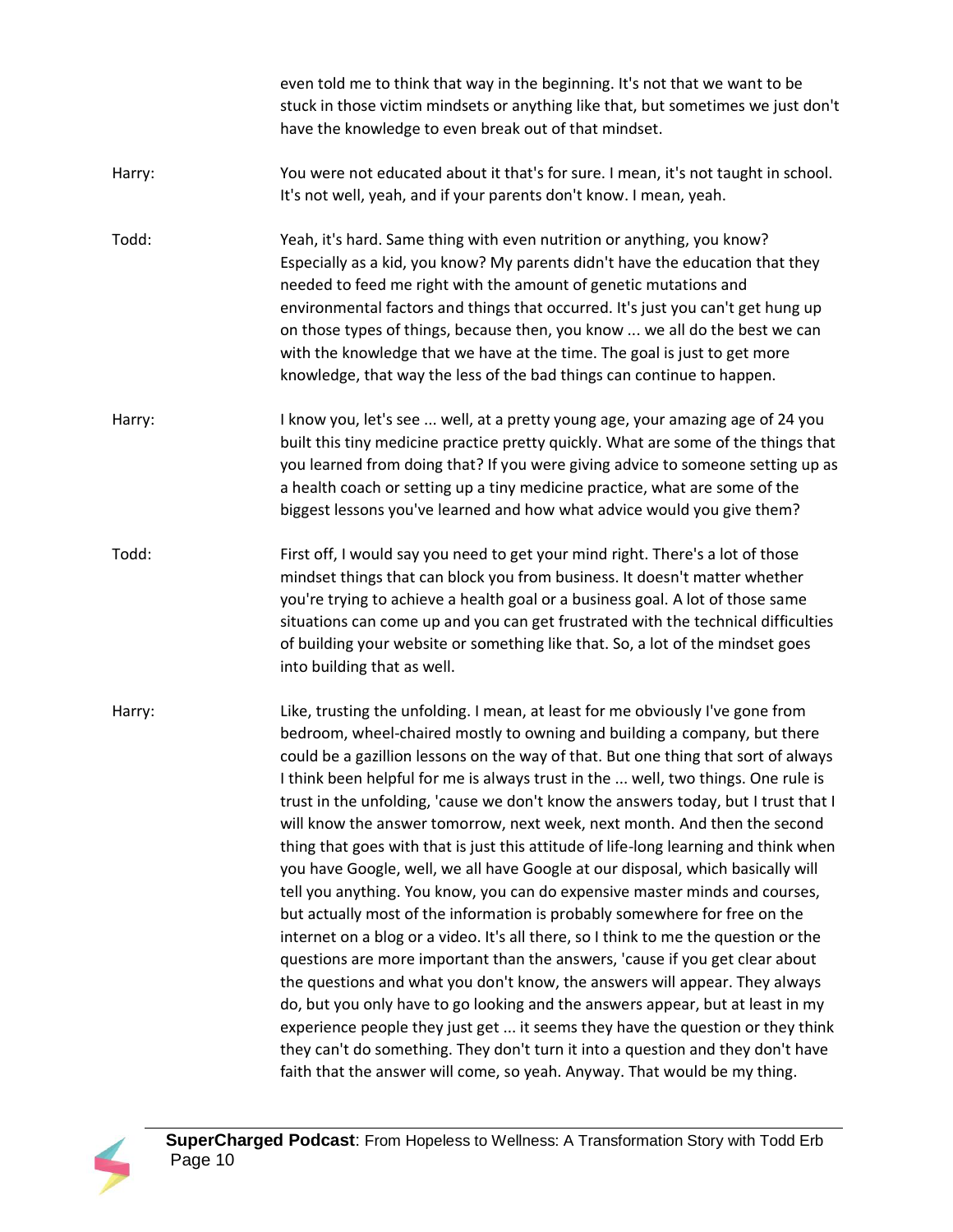even told me to think that way in the beginning. It's not that we want to be stuck in those victim mindsets or anything like that, but sometimes we just don't have the knowledge to even break out of that mindset.

**Harry:** You were not educated about it that's for sure. I mean, it's not taught in school. It's not well, yeah, and if your parents don't know. I mean, yeah.

**Todd:** Yeah, it's hard. Same thing with even nutrition or anything, you know? Especially as a kid, you know? My parents didn't have the education that they needed to feed me right with the amount of genetic mutations and environmental factors and things that occurred. It's just you can't get hung up on those types of things, because then, you know ... we all do the best we can with the knowledge that we have at the time. The goal is just to get more knowledge, that way the less of the bad things can continue to happen.

**Harry:** I know you, let's see ... well, at a pretty young age, your amazing age of 24 you built this tiny medicine practice pretty quickly. What are some of the things that you learned from doing that? If you were giving advice to someone setting up as a health coach or setting up a tiny medicine practice, what are some of the biggest lessons you've learned and how what advice would you give them?

**Todd:** First off, I would say you need to get your mind right. There's a lot of those mindset things that can block you from business. It doesn't matter whether you're trying to achieve a health goal or a business goal. A lot of those same situations can come up and you can get frustrated with the technical difficulties of building your website or something like that. So, a lot of the mindset goes into building that as well.

**Harry:** Like, trusting the unfolding. I mean, at least for me obviously I've gone from bedroom, wheel-chaired mostly to owning and building a company, but there could be a gazillion lessons on the way of that. But one thing that sort of always I think been helpful for me is always trust in the ... well, two things. One rule is trust in the unfolding, 'cause we don't know the answers today, but I trust that I will know the answer tomorrow, next week, next month. And then the second thing that goes with that is just this attitude of life-long learning and think when you have Google, well, we all have Google at our disposal, which basically will tell you anything. You know, you can do expensive master minds and courses, but actually most of the information is probably somewhere for free on the internet on a blog or a video. It's all there, so I think to me the question or the questions are more important than the answers, 'cause if you get clear about the questions and what you don't know, the answers will appear. They always do, but you only have to go looking and the answers appear, but at least in my experience people they just get ... it seems they have the question or they think they can't do something. They don't turn it into a question and they don't have faith that the answer will come, so yeah. Anyway. That would be my thing.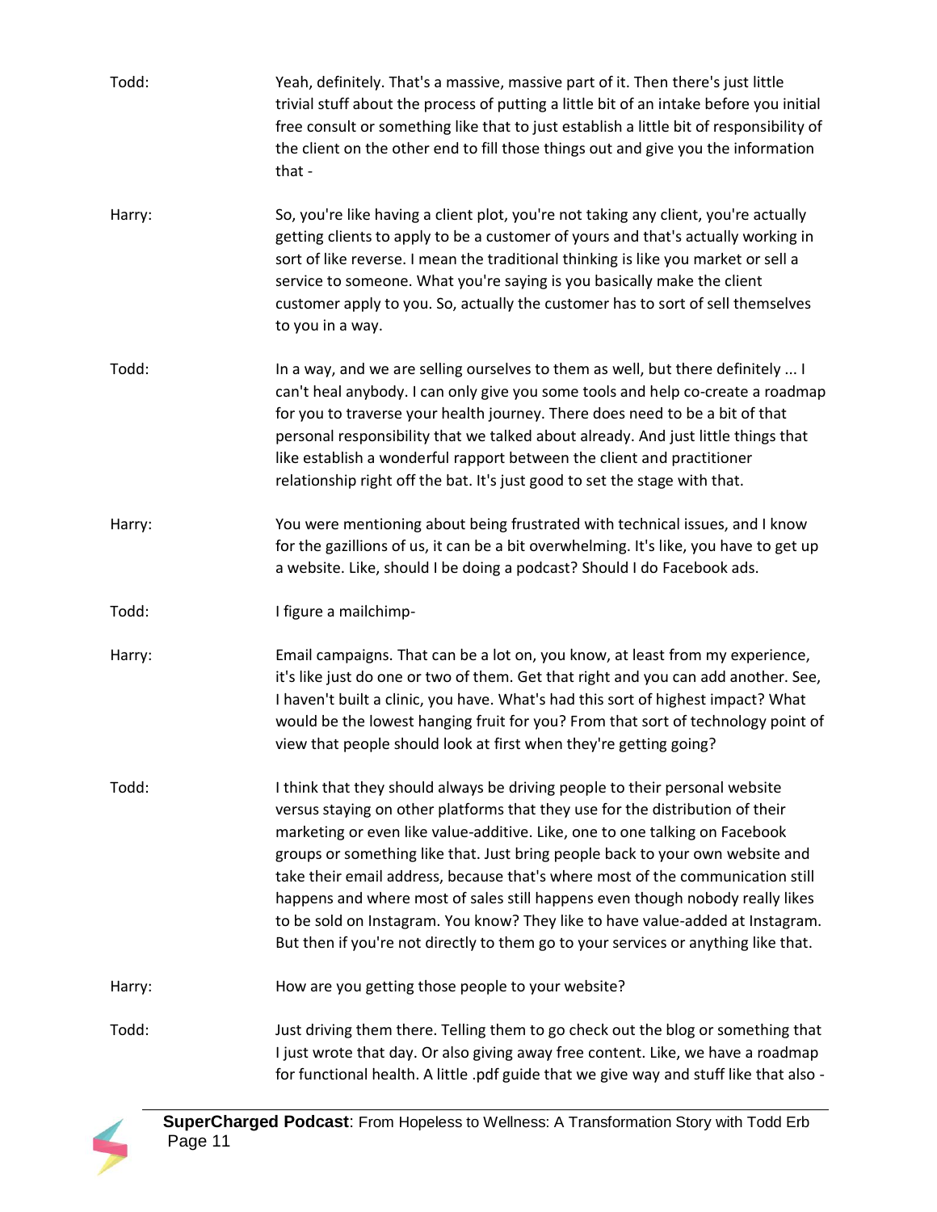Todd: Yeah, definitely. That's a massive, massive part of it. Then there's just little trivial stuff about the process of putting a little bit of an intake before you initial free consult or something like that to just establish a little bit of responsibility of the client on the other end to fill those things out and give you the information that -

Harry: So, you're like having a client plot, you're not taking any client, you're actually getting clients to apply to be a customer of yours and that's actually working in sort of like reverse. I mean the traditional thinking is like you market or sell a service to someone. What you're saying is you basically make the client customer apply to you. So, actually the customer has to sort of sell themselves to you in a way.

Todd: In a way, and we are selling ourselves to them as well, but there definitely ... I can't heal anybody. I can only give you some tools and help co-create a roadmap for you to traverse your health journey. There does need to be a bit of that personal responsibility that we talked about already. And just little things that like establish a wonderful rapport between the client and practitioner relationship right off the bat. It's just good to set the stage with that.

Harry: You were mentioning about being frustrated with technical issues, and I know for the gazillions of us, it can be a bit overwhelming. It's like, you have to get up a website. Like, should I be doing a podcast? Should I do Facebook ads.

Todd: I figure a mailchimp-

Harry: Email campaigns. That can be a lot on, you know, at least from my experience, it's like just do one or two of them. Get that right and you can add another. See, I haven't built a clinic, you have. What's had this sort of highest impact? What would be the lowest hanging fruit for you? From that sort of technology point of view that people should look at first when they're getting going?

Todd: I think that they should always be driving people to their personal website versus staying on other platforms that they use for the distribution of their marketing or even like value-additive. Like, one to one talking on Facebook groups or something like that. Just bring people back to your own website and take their email address, because that's where most of the communication still happens and where most of sales still happens even though nobody really likes to be sold on Instagram. You know? They like to have value-added at Instagram. But then if you're not directly to them go to your services or anything like that.

Harry: How are you getting those people to your website?

Todd: Just driving them there. Telling them to go check out the blog or something that I just wrote that day. Or also giving away free content. Like, we have a roadmap for functional health. A little .pdf guide that we give way and stuff like that also -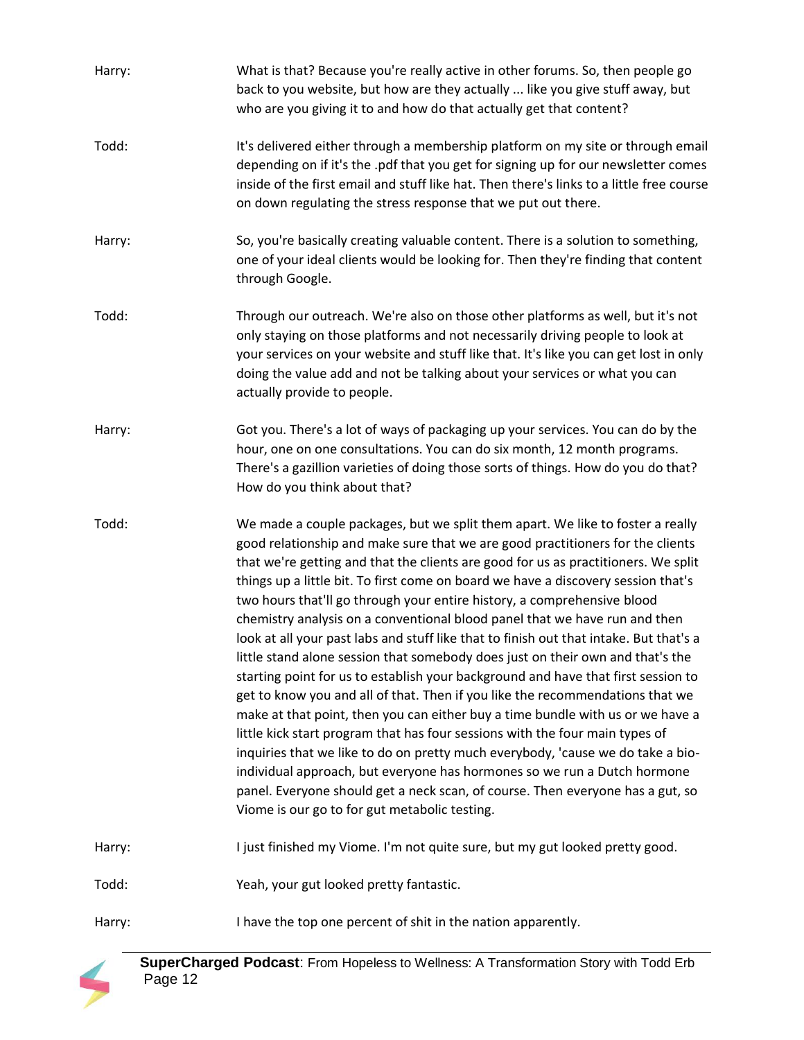Harry: What is that? Because you're really active in other forums. So, then people go back to you website, but how are they actually ... like you give stuff away, but who are you giving it to and how do that actually get that content?

Todd: It's delivered either through a membership platform on my site or through email depending on if it's the .pdf that you get for signing up for our newsletter comes inside of the first email and stuff like hat. Then there's links to a little free course on down regulating the stress response that we put out there.

Harry: So, you're basically creating valuable content. There is a solution to something, one of your ideal clients would be looking for. Then they're finding that content through Google.

Todd: Through our outreach. We're also on those other platforms as well, but it's not only staying on those platforms and not necessarily driving people to look at your services on your website and stuff like that. It's like you can get lost in only doing the value add and not be talking about your services or what you can actually provide to people.

Harry: Got you. There's a lot of ways of packaging up your services. You can do by the hour, one on one consultations. You can do six month, 12 month programs. There's a gazillion varieties of doing those sorts of things. How do you do that? How do you think about that?

Todd: We made a couple packages, but we split them apart. We like to foster a really good relationship and make sure that we are good practitioners for the clients that we're getting and that the clients are good for us as practitioners. We split things up a little bit. To first come on board we have a discovery session that's two hours that'll go through your entire history, a comprehensive blood chemistry analysis on a conventional blood panel that we have run and then look at all your past labs and stuff like that to finish out that intake. But that's a little stand alone session that somebody does just on their own and that's the starting point for us to establish your background and have that first session to get to know you and all of that. Then if you like the recommendations that we make at that point, then you can either buy a time bundle with us or we have a little kick start program that has four sessions with the four main types of inquiries that we like to do on pretty much everybody, 'cause we do take a bio-individual approach, but everyone has hormones so we run a Dutch hormone panel. Everyone should get a neck scan, of course. Then everyone has a gut, so Viome is our go to for gut metabolic testing.

Harry: I just finished my Viome. I'm not quite sure, but my gut looked pretty good.

Todd: Yeah, your gut looked pretty fantastic.

Harry: I have the top one percent of shit in the nation apparently.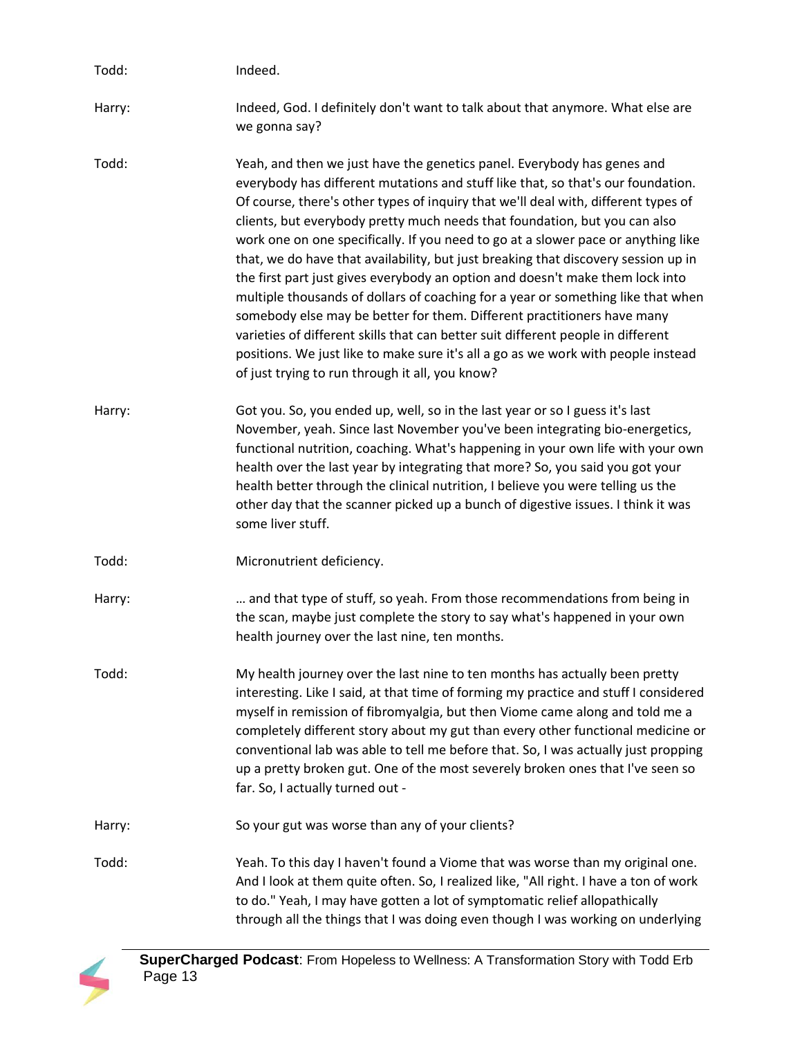Todd: Indeed.

Harry: Indeed, God. I definitely don't want to talk about that anymore. What else are we gonna say?

Todd: Yeah, and then we just have the genetics panel. Everybody has genes and everybody has different mutations and stuff like that, so that's our foundation. Of course, there's other types of inquiry that we'll deal with, different types of clients, but everybody pretty much needs that foundation, but you can also work one on one specifically. If you need to go at a slower pace or anything like that, we do have that availability, but just breaking that discovery session up in the first part just gives everybody an option and doesn't make them lock into multiple thousands of dollars of coaching for a year or something like that when somebody else may be better for them. Different practitioners have many varieties of different skills that can better suit different people in different positions. We just like to make sure it's all a go as we work with people instead of just trying to run through it all, you know?

Harry: Got you. So, you ended up, well, so in the last year or so I guess it's last November, yeah. Since last November you've been integrating bio-energetics, functional nutrition, coaching. What's happening in your own life with your own health over the last year by integrating that more? So, you said you got your health better through the clinical nutrition, I believe you were telling us the other day that the scanner picked up a bunch of digestive issues. I think it was some liver stuff.

Todd: Micronutrient deficiency.

Harry: … and that type of stuff, so yeah. From those recommendations from being in the scan, maybe just complete the story to say what's happened in your own health journey over the last nine, ten months.

Todd: My health journey over the last nine to ten months has actually been pretty interesting. Like I said, at that time of forming my practice and stuff I considered myself in remission of fibromyalgia, but then Viome came along and told me a completely different story about my gut than every other functional medicine or conventional lab was able to tell me before that. So, I was actually just propping up a pretty broken gut. One of the most severely broken ones that I've seen so far. So, I actually turned out -

Harry: So your gut was worse than any of your clients?

Todd: Yeah. To this day I haven't found a Viome that was worse than my original one. And I look at them quite often. So, I realized like, "All right. I have a ton of work to do." Yeah, I may have gotten a lot of symptomatic relief allopathically through all the things that I was doing even though I was working on underlying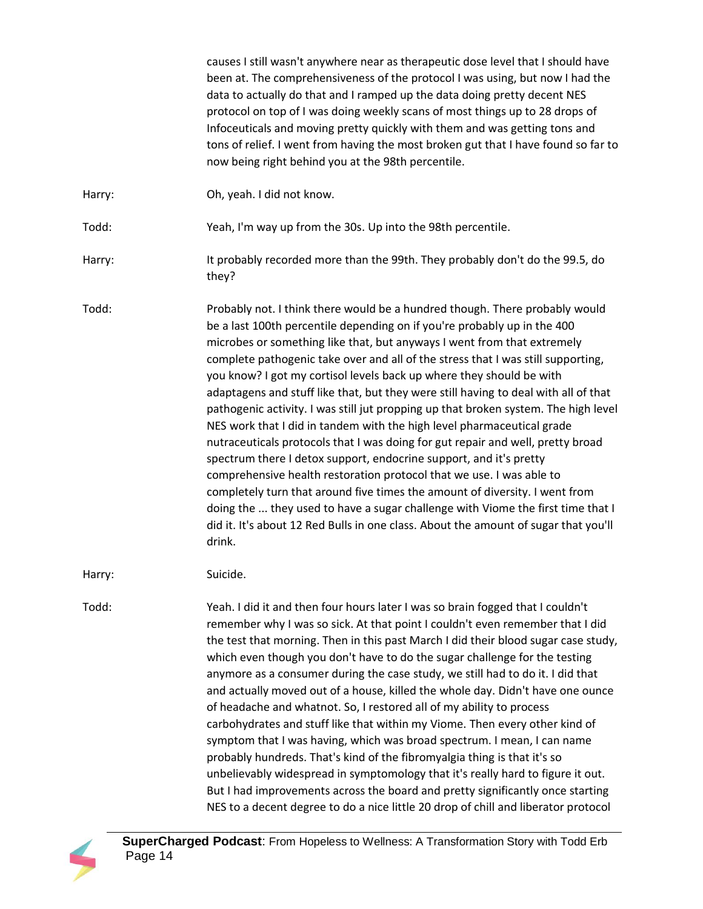causes I still wasn't anywhere near as therapeutic dose level that I should have been at. The comprehensiveness of the protocol I was using, but now I had the data to actually do that and I ramped up the data doing pretty decent NES protocol on top of I was doing weekly scans of most things up to 28 drops of Infoceuticals and moving pretty quickly with them and was getting tons and tons of relief. I went from having the most broken gut that I have found so far to now being right behind you at the 98th percentile.

Harry: Oh, yeah. I did not know.

Todd: Yeah, I'm way up from the 30s. Up into the 98th percentile.

Harry: It probably recorded more than the 99th. They probably don't do the 99.5, do they?

Todd: Probably not. I think there would be a hundred though. There probably would be a last 100th percentile depending on if you're probably up in the 400 microbes or something like that, but anyways I went from that extremely complete pathogenic take over and all of the stress that I was still supporting, you know? I got my cortisol levels back up where they should be with adaptagens and stuff like that, but they were still having to deal with all of that pathogenic activity. I was still jut propping up that broken system. The high level NES work that I did in tandem with the high level pharmaceutical grade nutraceuticals protocols that I was doing for gut repair and well, pretty broad spectrum there I detox support, endocrine support, and it's pretty comprehensive health restoration protocol that we use. I was able to completely turn that around five times the amount of diversity. I went from doing the ... they used to have a sugar challenge with Viome the first time that I did it. It's about 12 Red Bulls in one class. About the amount of sugar that you'll drink.

Harry: Suicide.

Todd: Yeah. I did it and then four hours later I was so brain fogged that I couldn't remember why I was so sick. At that point I couldn't even remember that I did the test that morning. Then in this past March I did their blood sugar case study, which even though you don't have to do the sugar challenge for the testing anymore as a consumer during the case study, we still had to do it. I did that and actually moved out of a house, killed the whole day. Didn't have one ounce of headache and whatnot. So, I restored all of my ability to process carbohydrates and stuff like that within my Viome. Then every other kind of symptom that I was having, which was broad spectrum. I mean, I can name probably hundreds. That's kind of the fibromyalgia thing is that it's so unbelievably widespread in symptomology that it's really hard to figure it out. But I had improvements across the board and pretty significantly once starting NES to a decent degree to do a nice little 20 drop of chill and liberator protocol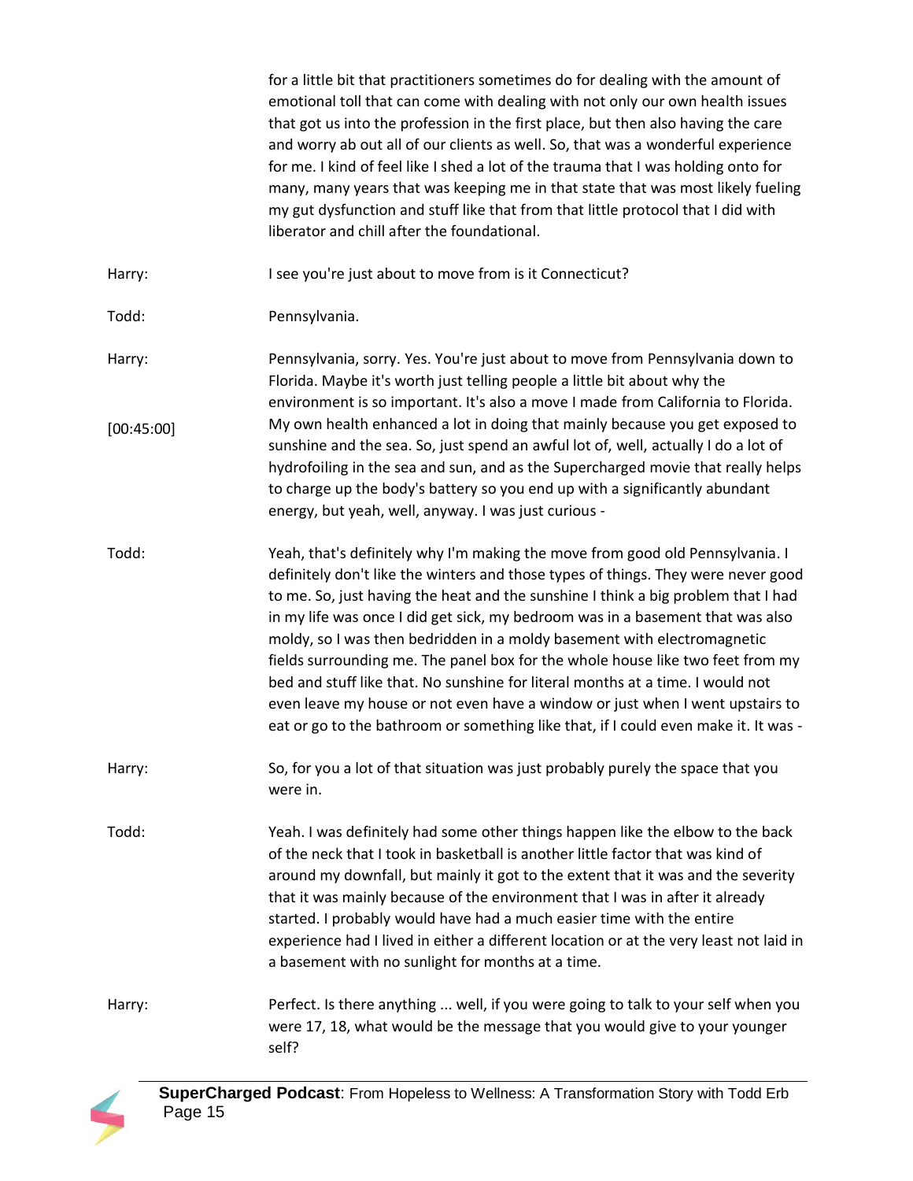for a little bit that practitioners sometimes do for dealing with the amount of emotional toll that can come with dealing with not only our own health issues that got us into the profession in the first place, but then also having the care and worry ab out all of our clients as well. So, that was a wonderful experience for me. I kind of feel like I shed a lot of the trauma that I was holding onto for many, many years that was keeping me in that state that was most likely fueling my gut dysfunction and stuff like that from that little protocol that I did with liberator and chill after the foundational.

Harry: I see you're just about to move from is it Connecticut?

Todd: Pennsylvania.

Harry: Pennsylvania, sorry. Yes. You're just about to move from Pennsylvania down to Florida. Maybe it's worth just telling people a little bit about why the environment is so important. It's also a move I made from California to Florida.

[00:45:00] My own health enhanced a lot in doing that mainly because you get exposed to sunshine and the sea. So, just spend an awful lot of, well, actually I do a lot of hydrofoiling in the sea and sun, and as the Supercharged movie that really helps to charge up the body's battery so you end up with a significantly abundant energy, but yeah, well, anyway. I was just curious -

Todd: Yeah, that's definitely why I'm making the move from good old Pennsylvania. I definitely don't like the winters and those types of things. They were never good to me. So, just having the heat and the sunshine I think a big problem that I had in my life was once I did get sick, my bedroom was in a basement that was also moldy, so I was then bedridden in a moldy basement with electromagnetic fields surrounding me. The panel box for the whole house like two feet from my bed and stuff like that. No sunshine for literal months at a time. I would not even leave my house or not even have a window or just when I went upstairs to eat or go to the bathroom or something like that, if I could even make it. It was -

Harry: So, for you a lot of that situation was just probably purely the space that you were in.

Todd: Yeah. I was definitely had some other things happen like the elbow to the back of the neck that I took in basketball is another little factor that was kind of around my downfall, but mainly it got to the extent that it was and the severity that it was mainly because of the environment that I was in after it already started. I probably would have had a much easier time with the entire experience had I lived in either a different location or at the very least not laid in a basement with no sunlight for months at a time.

Harry: Perfect. Is there anything ... well, if you were going to talk to your self when you were 17, 18, what would be the message that you would give to your younger self?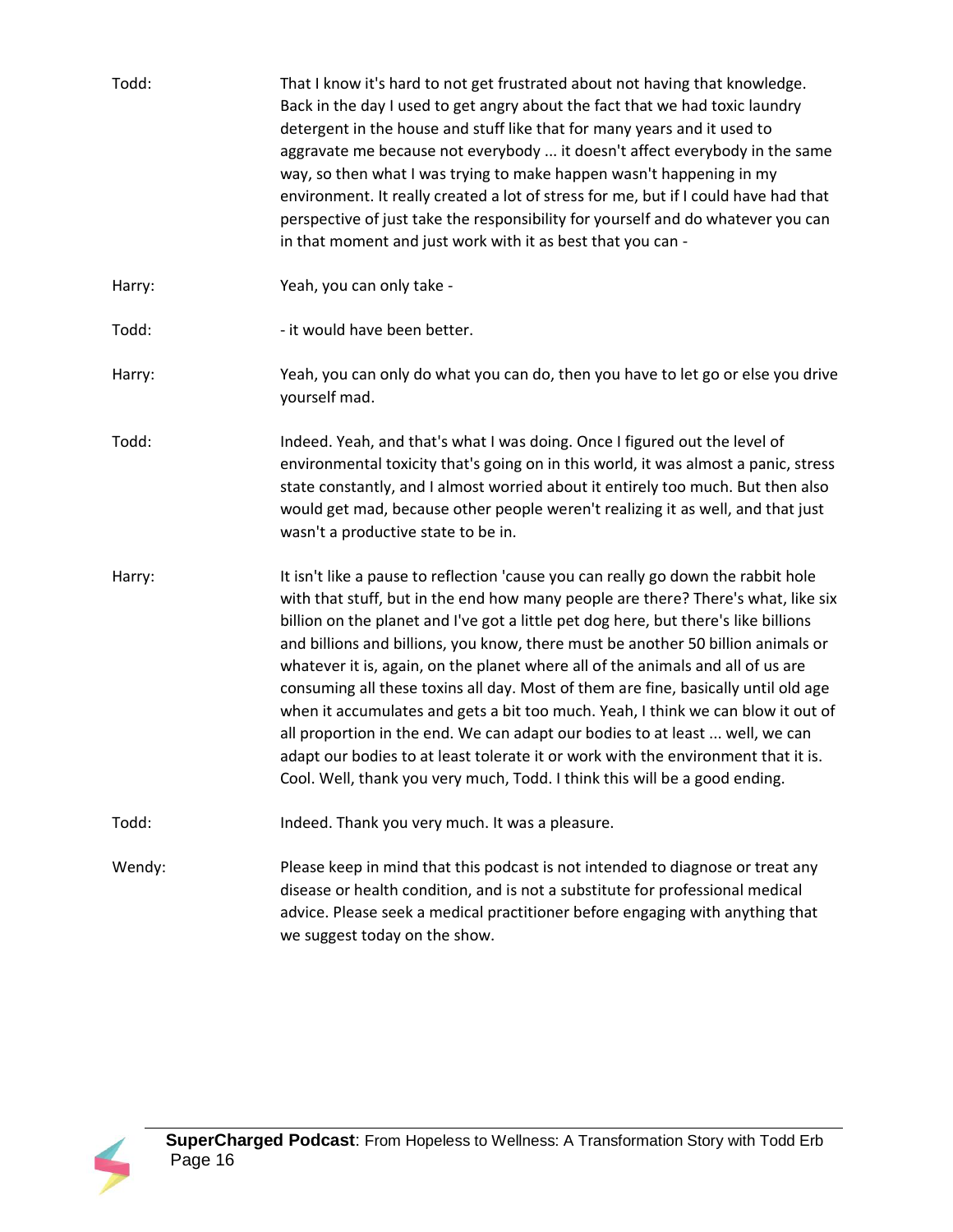Todd: That I know it's hard to not get frustrated about not having that knowledge. Back in the day I used to get angry about the fact that we had toxic laundry detergent in the house and stuff like that for many years and it used to aggravate me because not everybody ... it doesn't affect everybody in the same way, so then what I was trying to make happen wasn't happening in my environment. It really created a lot of stress for me, but if I could have had that perspective of just take the responsibility for yourself and do whatever you can in that moment and just work with it as best that you can -

Harry: Yeah, you can only take -

Todd: - it would have been better.

Harry: Yeah, you can only do what you can do, then you have to let go or else you drive yourself mad.

Todd: Indeed. Yeah, and that's what I was doing. Once I figured out the level of environmental toxicity that's going on in this world, it was almost a panic, stress state constantly, and I almost worried about it entirely too much. But then also would get mad, because other people weren't realizing it as well, and that just wasn't a productive state to be in.

Harry: It isn't like a pause to reflection 'cause you can really go down the rabbit hole with that stuff, but in the end how many people are there? There's what, like six billion on the planet and I've got a little pet dog here, but there's like billions and billions and billions, you know, there must be another 50 billion animals or whatever it is, again, on the planet where all of the animals and all of us are consuming all these toxins all day. Most of them are fine, basically until old age when it accumulates and gets a bit too much. Yeah, I think we can blow it out of all proportion in the end. We can adapt our bodies to at least ... well, we can adapt our bodies to at least tolerate it or work with the environment that it is. Cool. Well, thank you very much, Todd. I think this will be a good ending.

Todd: Indeed. Thank you very much. It was a pleasure.

Wendy: Please keep in mind that this podcast is not intended to diagnose or treat any disease or health condition, and is not a substitute for professional medical advice. Please seek a medical practitioner before engaging with anything that we suggest today on the show.